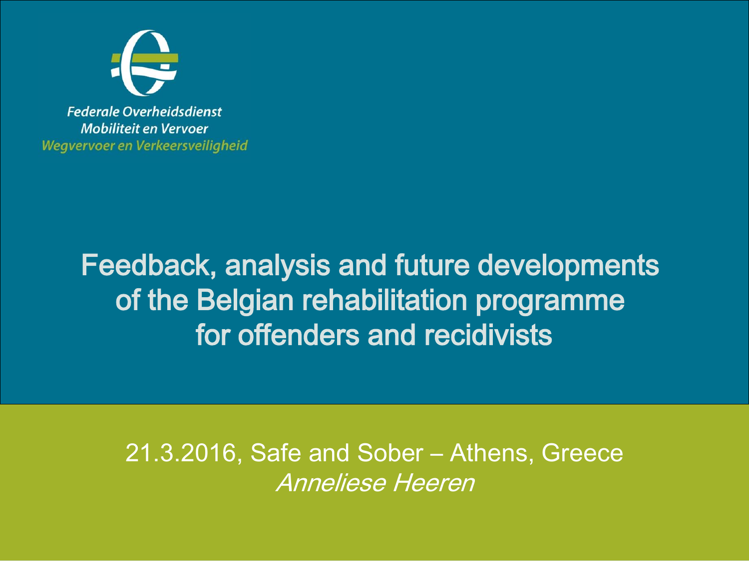Federale Overheidsdienst
Mobiliteit en Vervoer
*Wegvervoer en Verkeersveiligheid*

# Feedback, analysis and future developments of the Belgian rehabilitation programme for offenders and recidivists

21.3.2016, Safe and Sober – Athens, Greece

*Anneliese Heeren*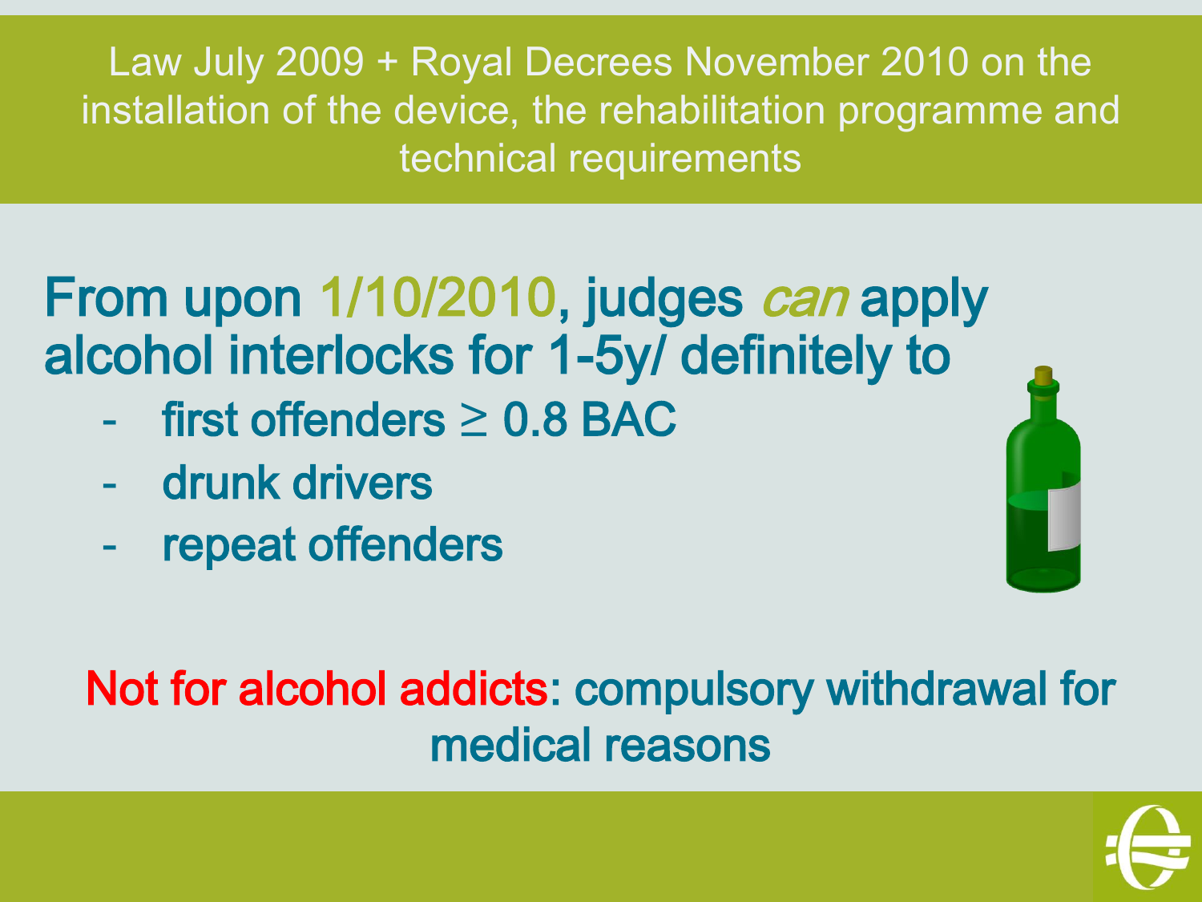## Law July 2009 + Royal Decrees November 2010 on the installation of the device, the rehabilitation programme and technical requirements

From upon 1/10/2010, judges *can* apply alcohol interlocks for 1-5y/ definitely to

- first offenders ≥ 0.8 BAC
- drunk drivers
- repeat offenders

Not for alcohol addicts: compulsory withdrawal for medical reasons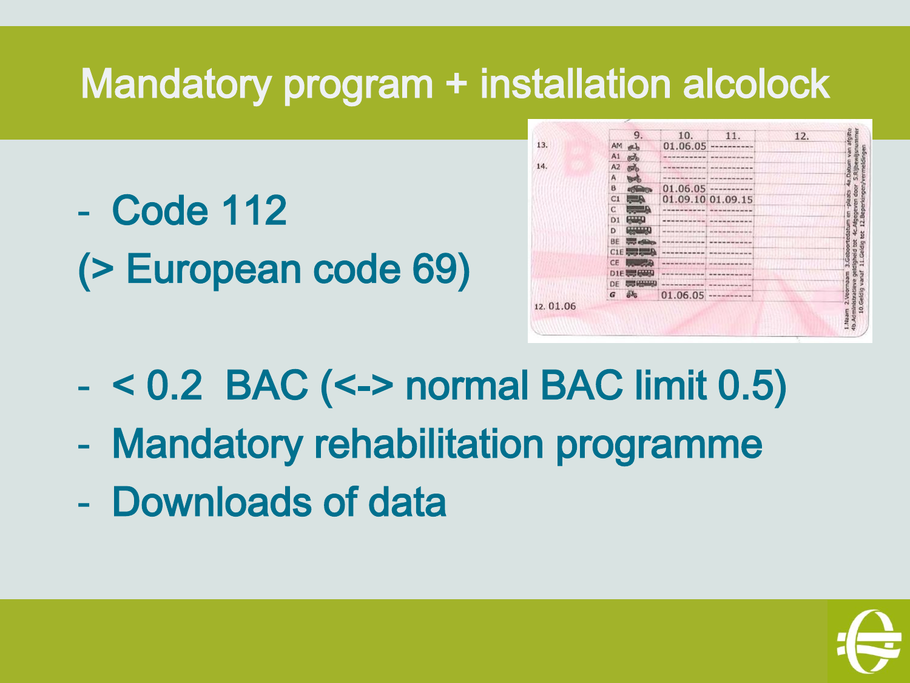# Mandatory program + installation alcolock

- Code 112
(> European code 69)

- < 0.2 BAC (<-> normal BAC limit 0.5)
- Mandatory rehabilitation programme
- Downloads of data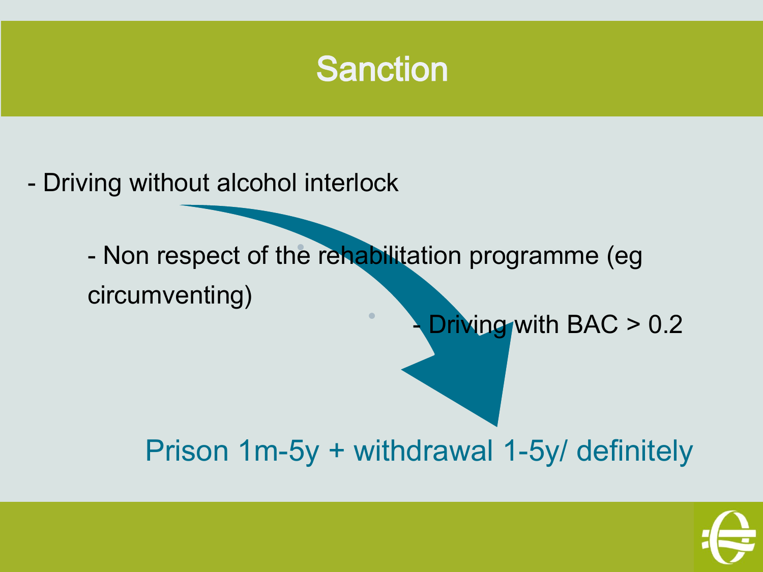# Sanction

- Driving without alcohol interlock
    - Non respect of the rehabilitation programme (eg circumventing)
        - Driving with BAC > 0.2

Prison 1m-5y + withdrawal 1-5y/ definitely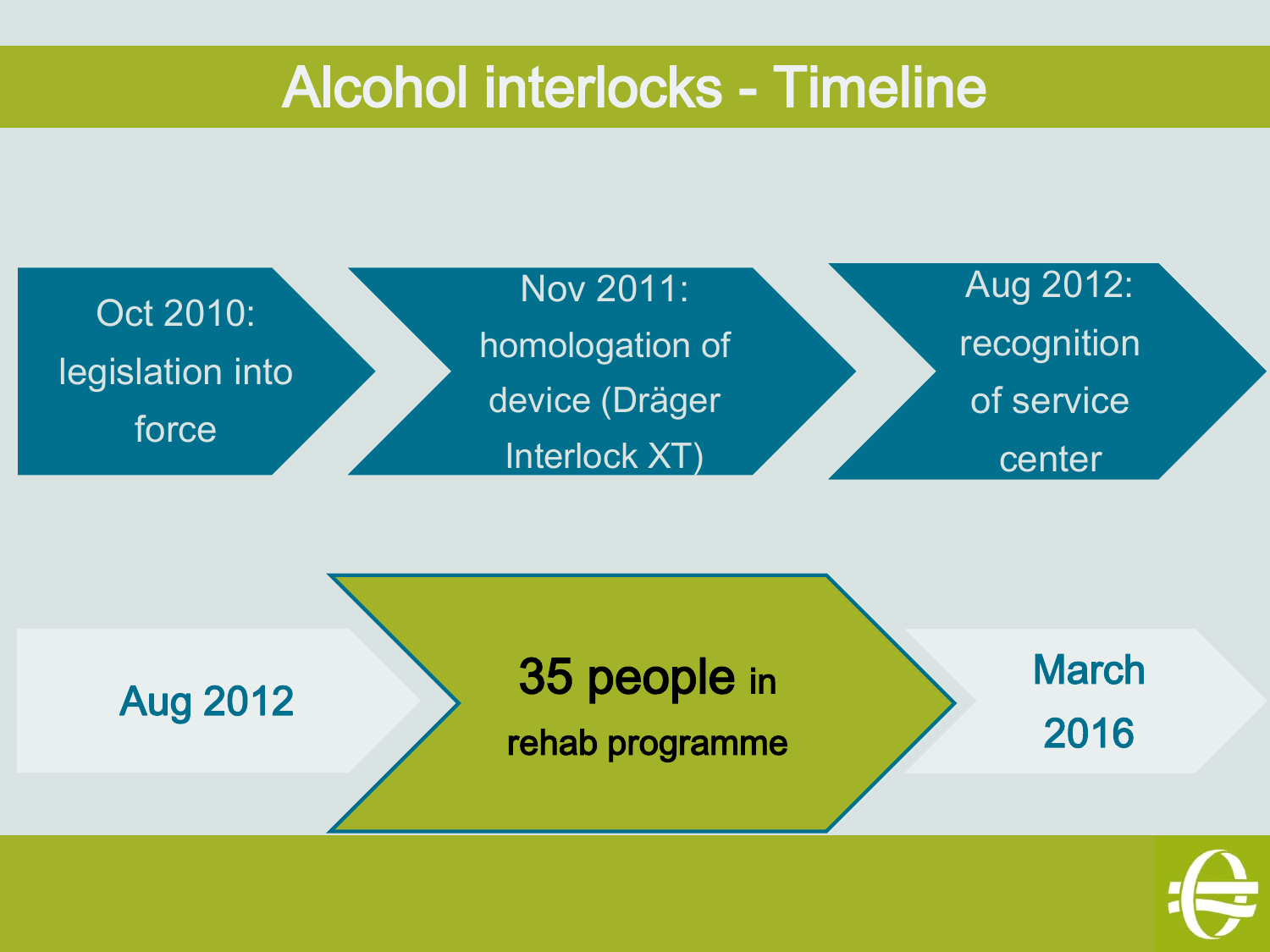# Alcohol interlocks - Timeline

- Oct 2010: legislation into force
- Nov 2011: homologation of device (Dräger Interlock XT)
- Aug 2012: recognition of service center

Aug 2012 → **35 people** in rehab programme → March 2016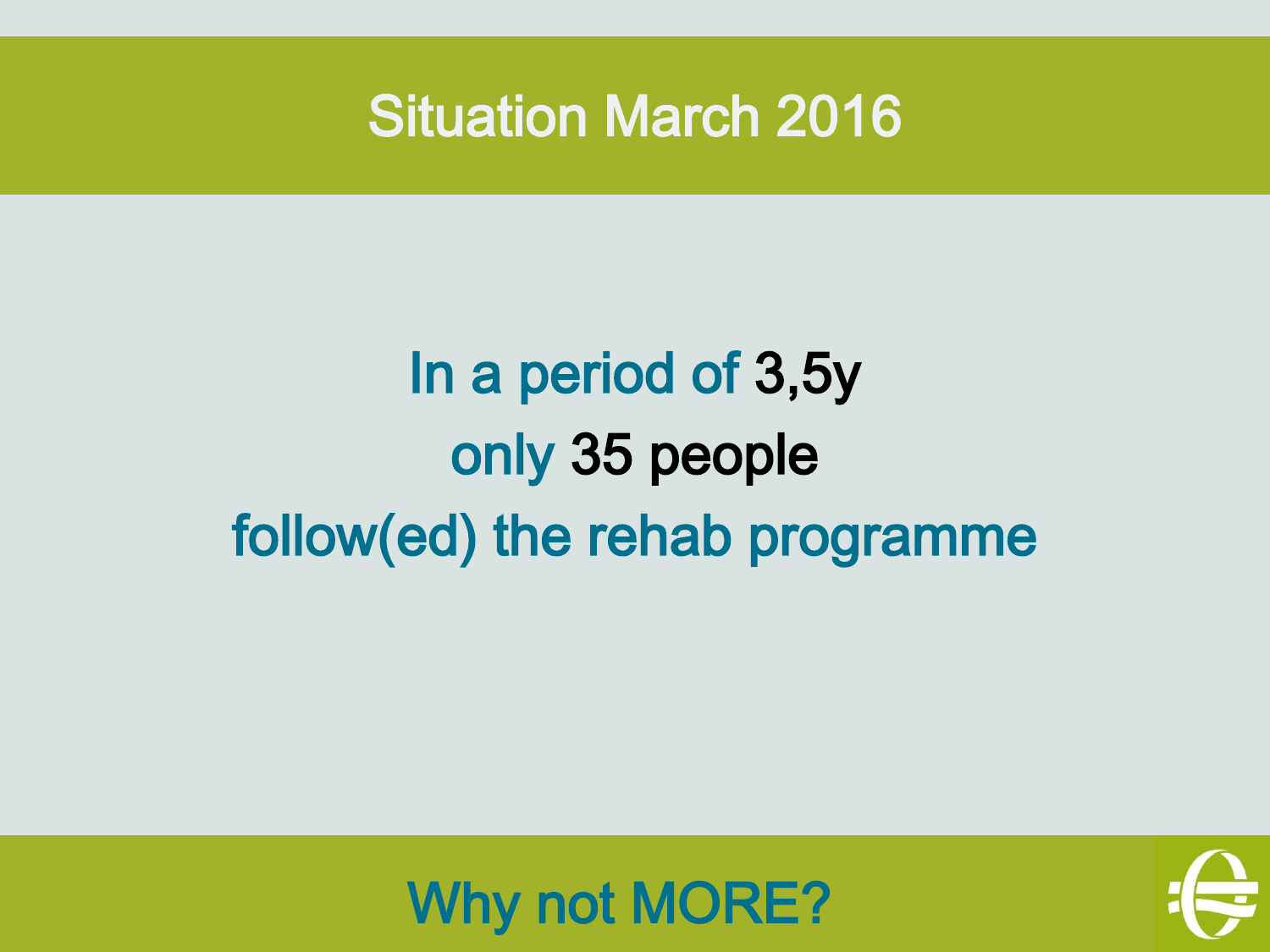# Situation March 2016

In a period of 3,5y

only 35 people

follow(ed) the rehab programme

## Why not MORE?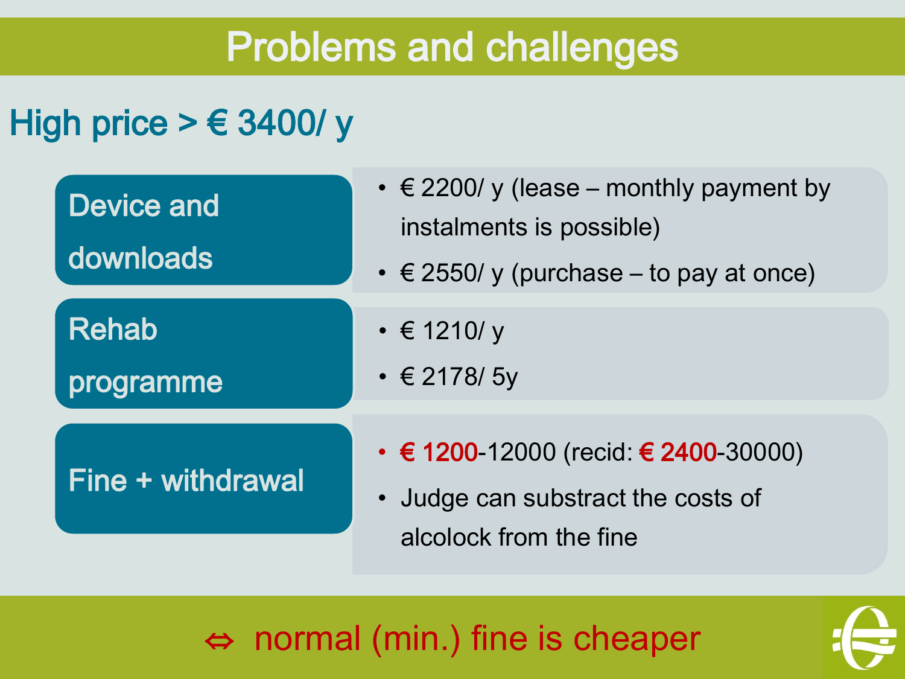# Problems and challenges

## High price > € 3400/ y

**Device and downloads**

- € 2200/ y (lease – monthly payment by instalments is possible)
- € 2550/ y (purchase – to pay at once)

**Rehab programme**

- € 1210/ y
- € 2178/ 5y

**Fine + withdrawal**

- **€ 1200**-12000 (recid: **€ 2400**-30000)
- Judge can substract the costs of alcolock from the fine

⇔ normal (min.) fine is cheaper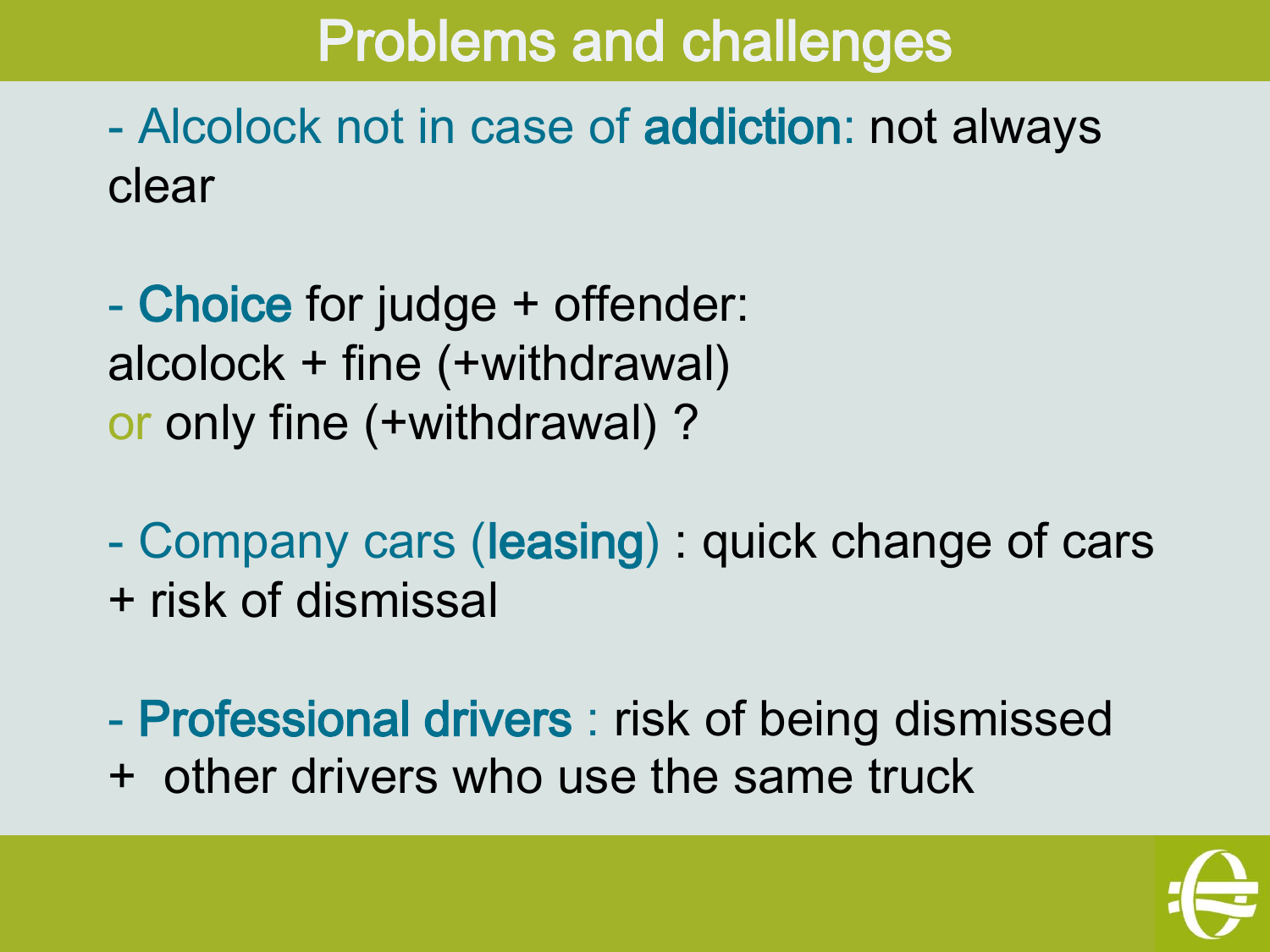# Problems and challenges

- Alcolock not in case of **addiction**: not always clear

- **Choice** for judge + offender:
alcolock + fine (+withdrawal)
or only fine (+withdrawal) ?

- Company cars (**leasing**) : quick change of cars
+ risk of dismissal

- **Professional drivers** : risk of being dismissed
+ other drivers who use the same truck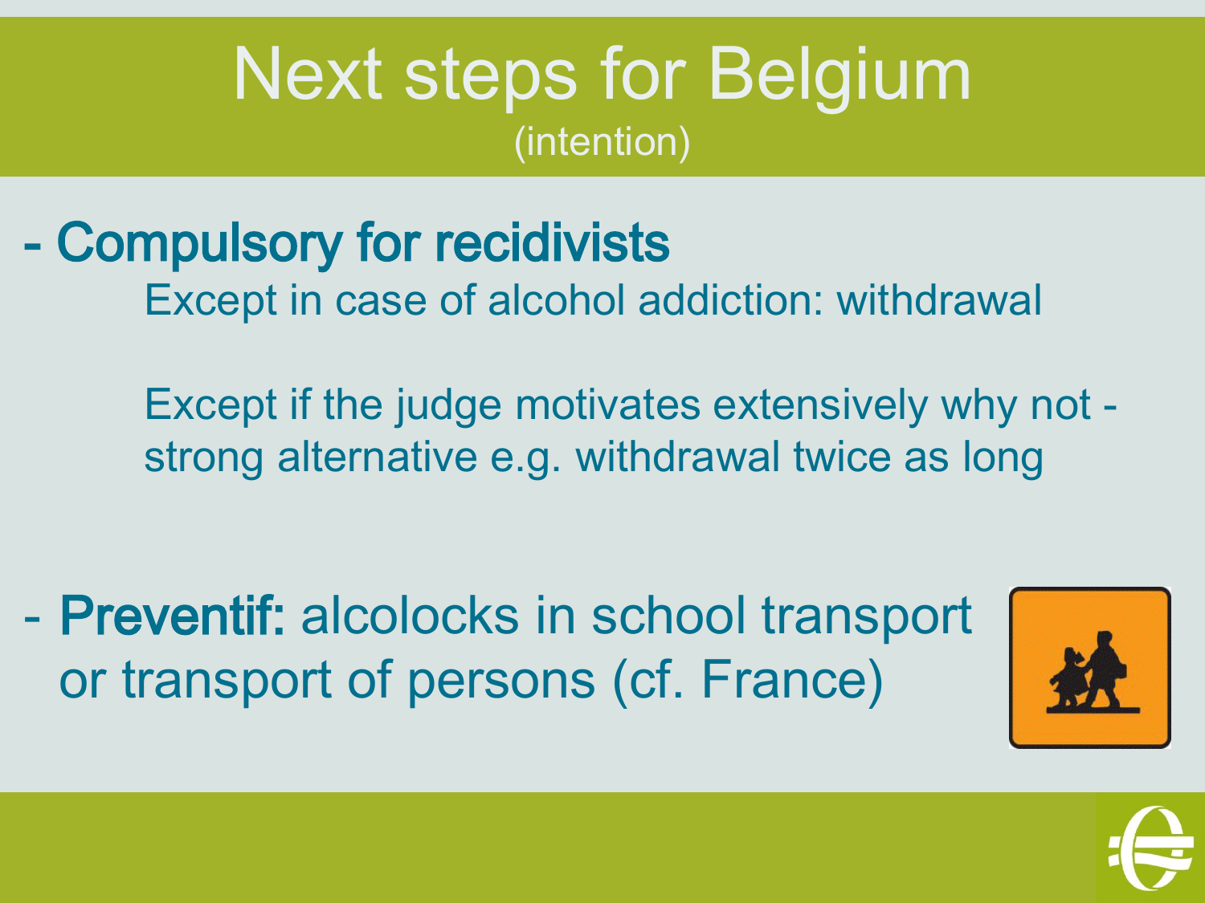# Next steps for Belgium
(intention)

- **Compulsory for recidivists**

  Except in case of alcohol addiction: withdrawal

  Except if the judge motivates extensively why not - strong alternative e.g. withdrawal twice as long

- **Preventif:** alcolocks in school transport or transport of persons (cf. France)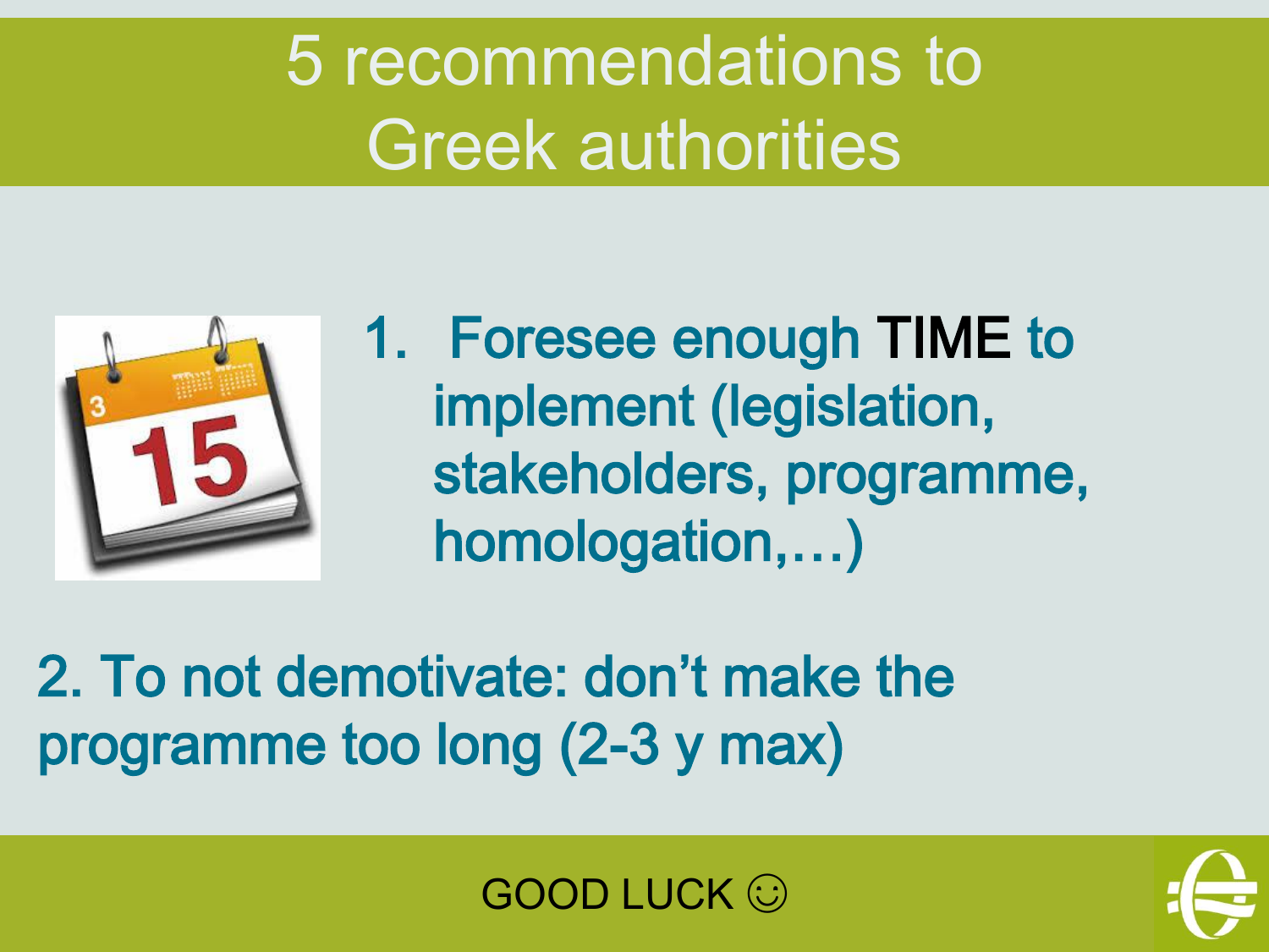# 5 recommendations to Greek authorities

1. Foresee enough TIME to implement (legislation, stakeholders, programme, homologation,…)

2. To not demotivate: don't make the programme too long (2-3 y max)

GOOD LUCK ☺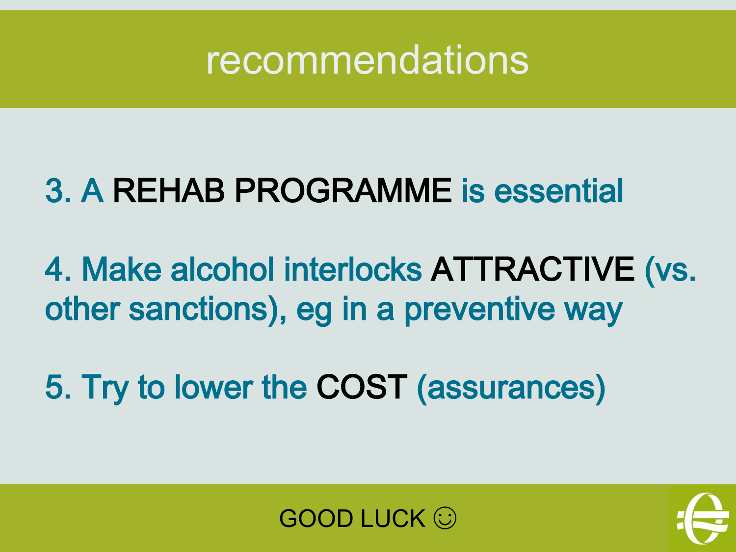# recommendations

3. A **REHAB PROGRAMME** is essential

4. Make alcohol interlocks **ATTRACTIVE** (vs. other sanctions), eg in a preventive way

5. Try to lower the **COST** (assurances)

GOOD LUCK ☺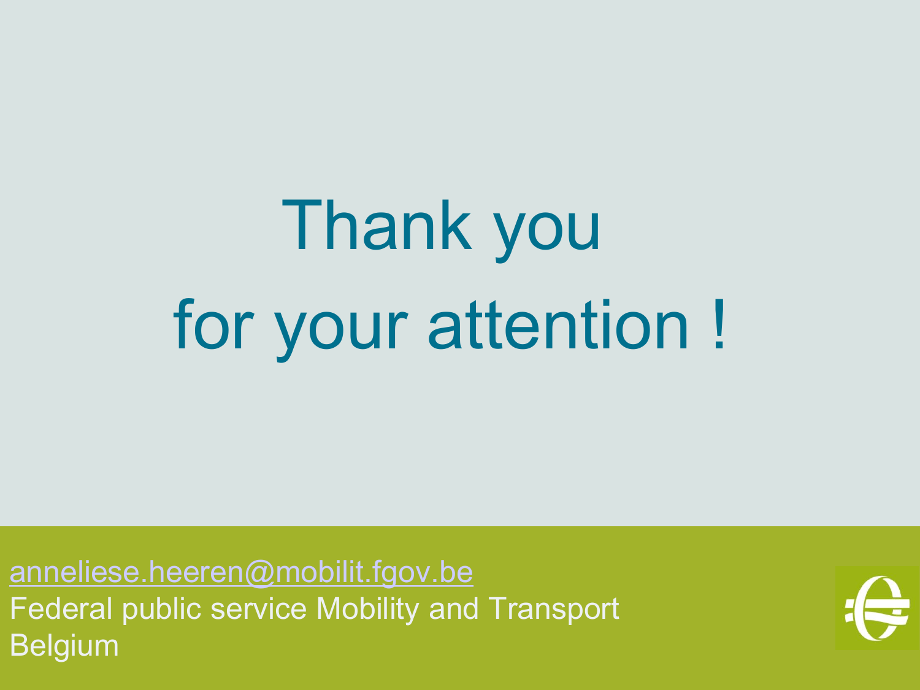# Thank you for your attention !

anneliese.heeren@mobilit.fgov.be
Federal public service Mobility and Transport
Belgium